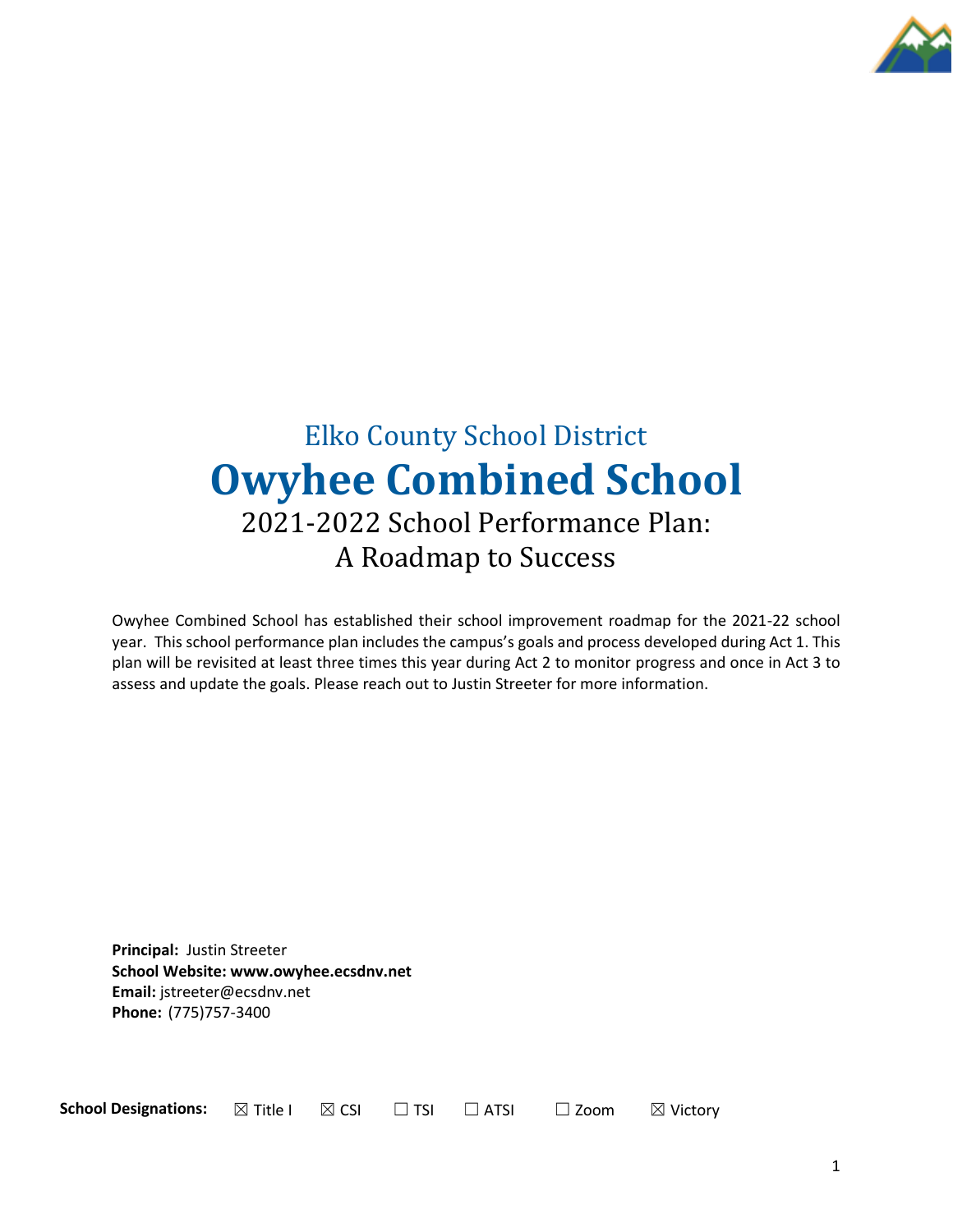Elko County School District

# Owyhee Combined School

## 2021-2022 School Performance Plan: A Roadmap to Success

Owyhee Combined School has established their school improvement roadmap for the 2021-22 school year. This school performance plan includes the campus's goals and process developed during Act 1. This plan will be revisited at least three times this year during Act 2 to monitor progress and once in Act 3 to assess and update the goals. Please reach out to Justin Streeter for more information.

**Principal:** Justin Streeter
**School Website: www.owyhee.ecsdnv.net**
**Email:** jstreeter@ecsdnv.net
**Phone:** (775)757-3400

**School Designations:** ☒ Title I ☒ CSI ☐ TSI ☐ ATSI ☐ Zoom ☒ Victory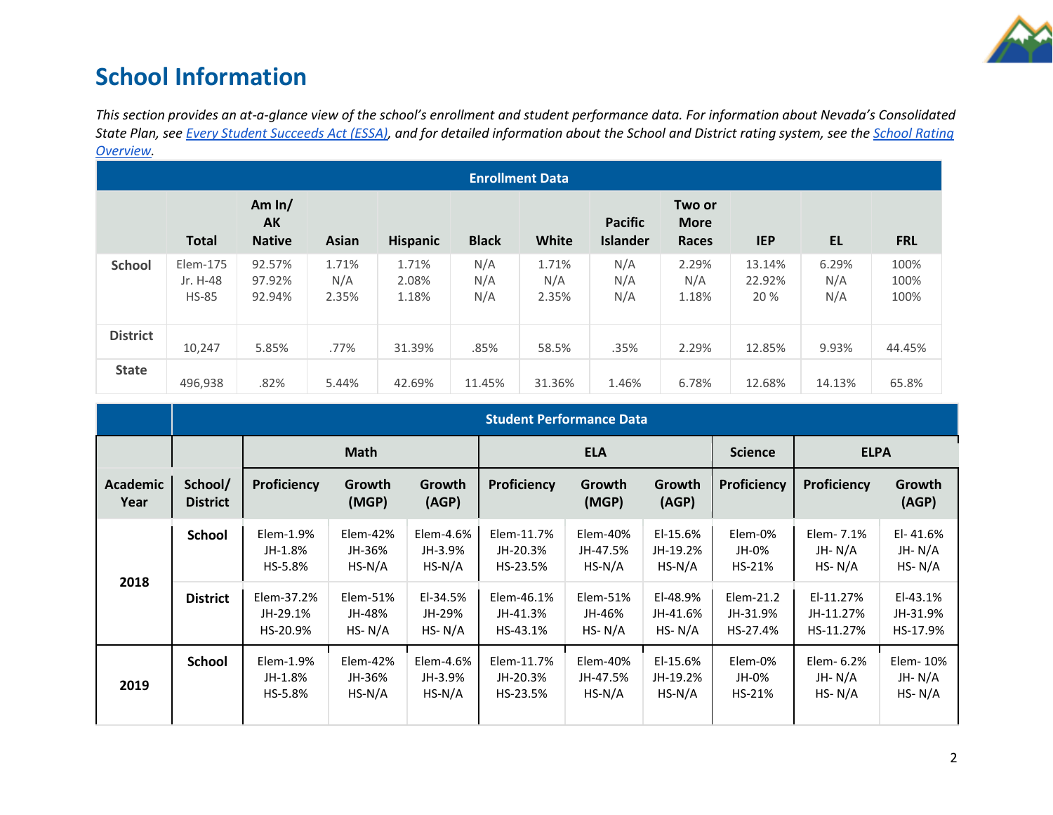# School Information

*This section provides an at-a-glance view of the school's enrollment and student performance data. For information about Nevada's Consolidated State Plan, see [Every Student Succeeds Act (ESSA)](), and for detailed information about the School and District rating system, see the [School Rating Overview]().*

| Enrollment Data | | | | | | | | | | | |
|---|---|---|---|---|---|---|---|---|---|---|---|
| | **Total** | **Am In/ AK Native** | **Asian** | **Hispanic** | **Black** | **White** | **Pacific Islander** | **Two or More Races** | **IEP** | **EL** | **FRL** |
| **School** | Elem-175<br>Jr. H-48<br>HS-85 | 92.57%<br>97.92%<br>92.94% | 1.71%<br>N/A<br>2.35% | 1.71%<br>2.08%<br>1.18% | N/A<br>N/A<br>N/A | 1.71%<br>N/A<br>2.35% | N/A<br>N/A<br>N/A | 2.29%<br>N/A<br>1.18% | 13.14%<br>22.92%<br>20 % | 6.29%<br>N/A<br>N/A | 100%<br>100%<br>100% |
| **District** | 10,247 | 5.85% | .77% | 31.39% | .85% | 58.5% | .35% | 2.29% | 12.85% | 9.93% | 44.45% |
| **State** | 496,938 | .82% | 5.44% | 42.69% | 11.45% | 31.36% | 1.46% | 6.78% | 12.68% | 14.13% | 65.8% |

| | Student Performance Data | | | | | | | | | |
|---|---|---|---|---|---|---|---|---|---|---|
| | | **Math** | | | **ELA** | | | **Science** | **ELPA** | |
| **Academic Year** | **School/ District** | **Proficiency** | **Growth (MGP)** | **Growth (AGP)** | **Proficiency** | **Growth (MGP)** | **Growth (AGP)** | **Proficiency** | **Proficiency** | **Growth (AGP)** |
| **2018** | **School** | Elem-1.9%<br>JH-1.8%<br>HS-5.8% | Elem-42%<br>JH-36%<br>HS-N/A | Elem-4.6%<br>JH-3.9%<br>HS-N/A | Elem-11.7%<br>JH-20.3%<br>HS-23.5% | Elem-40%<br>JH-47.5%<br>HS-N/A | El-15.6%<br>JH-19.2%<br>HS-N/A | Elem-0%<br>JH-0%<br>HS-21% | Elem- 7.1%<br>JH- N/A<br>HS- N/A | El- 41.6%<br>JH- N/A<br>HS- N/A |
| | **District** | Elem-37.2%<br>JH-29.1%<br>HS-20.9% | Elem-51%<br>JH-48%<br>HS- N/A | El-34.5%<br>JH-29%<br>HS- N/A | Elem-46.1%<br>JH-41.3%<br>HS-43.1% | Elem-51%<br>JH-46%<br>HS- N/A | El-48.9%<br>JH-41.6%<br>HS- N/A | Elem-21.2<br>JH-31.9%<br>HS-27.4% | El-11.27%<br>JH-11.27%<br>HS-11.27% | El-43.1%<br>JH-31.9%<br>HS-17.9% |
| **2019** | **School** | Elem-1.9%<br>JH-1.8%<br>HS-5.8% | Elem-42%<br>JH-36%<br>HS-N/A | Elem-4.6%<br>JH-3.9%<br>HS-N/A | Elem-11.7%<br>JH-20.3%<br>HS-23.5% | Elem-40%<br>JH-47.5%<br>HS-N/A | El-15.6%<br>JH-19.2%<br>HS-N/A | Elem-0%<br>JH-0%<br>HS-21% | Elem- 6.2%<br>JH- N/A<br>HS- N/A | Elem- 10%<br>JH- N/A<br>HS- N/A |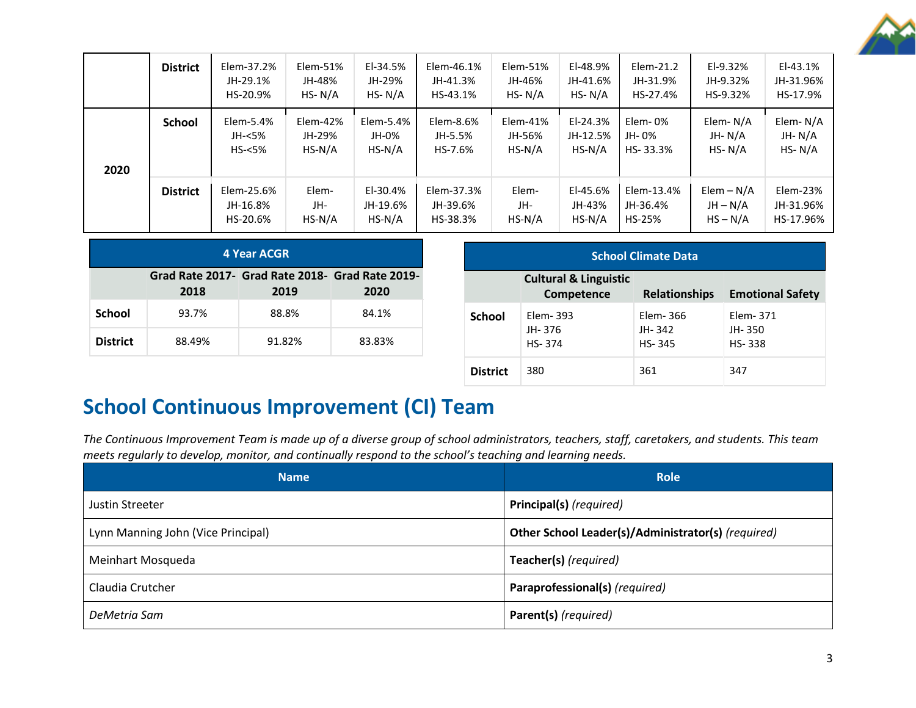|  |  |  |  |  |  |  |  |  |  |  |
|---|---|---|---|---|---|---|---|---|---|---|
|  | **District** | Elem-37.2%<br>JH-29.1%<br>HS-20.9% | Elem-51%<br>JH-48%<br>HS- N/A | El-34.5%<br>JH-29%<br>HS- N/A | Elem-46.1%<br>JH-41.3%<br>HS-43.1% | Elem-51%<br>JH-46%<br>HS- N/A | El-48.9%<br>JH-41.6%<br>HS- N/A | Elem-21.2<br>JH-31.9%<br>HS-27.4% | El-9.32%<br>JH-9.32%<br>HS-9.32% | El-43.1%<br>JH-31.96%<br>HS-17.9% |
| **2020** | **School** | Elem-5.4%<br>JH-<5%<br>HS-<5% | Elem-42%<br>JH-29%<br>HS-N/A | Elem-5.4%<br>JH-0%<br>HS-N/A | Elem-8.6%<br>JH-5.5%<br>HS-7.6% | Elem-41%<br>JH-56%<br>HS-N/A | El-24.3%<br>JH-12.5%<br>HS-N/A | Elem- 0%<br>JH- 0%<br>HS- 33.3% | Elem- N/A<br>JH- N/A<br>HS- N/A | Elem- N/A<br>JH- N/A<br>HS- N/A |
|  | **District** | Elem-25.6%<br>JH-16.8%<br>HS-20.6% | Elem-<br>JH-<br>HS-N/A | El-30.4%<br>JH-19.6%<br>HS-N/A | Elem-37.3%<br>JH-39.6%<br>HS-38.3% | Elem-<br>JH-<br>HS-N/A | El-45.6%<br>JH-43%<br>HS-N/A | Elem-13.4%<br>JH-36.4%<br>HS-25% | Elem – N/A<br>JH – N/A<br>HS – N/A | Elem-23%<br>JH-31.96%<br>HS-17.96% |

| 4 Year ACGR | | | |
|---|---|---|---|
|  | **Grad Rate 2017-2018** | **Grad Rate 2018-2019** | **Grad Rate 2019-2020** |
| **School** | 93.7% | 88.8% | 84.1% |
| **District** | 88.49% | 91.82% | 83.83% |

| School Climate Data | | | |
|---|---|---|---|
|  | **Cultural & Linguistic Competence** | **Relationships** | **Emotional Safety** |
| **School** | Elem- 393<br>JH- 376<br>HS- 374 | Elem- 366<br>JH- 342<br>HS- 345 | Elem- 371<br>JH- 350<br>HS- 338 |
| **District** | 380 | 361 | 347 |

## School Continuous Improvement (CI) Team

*The Continuous Improvement Team is made up of a diverse group of school administrators, teachers, staff, caretakers, and students. This team meets regularly to develop, monitor, and continually respond to the school's teaching and learning needs.*

| Name | Role |
|---|---|
| Justin Streeter | **Principal(s)** *(required)* |
| Lynn Manning John (Vice Principal) | **Other School Leader(s)/Administrator(s)** *(required)* |
| Meinhart Mosqueda | **Teacher(s)** *(required)* |
| Claudia Crutcher | **Paraprofessional(s)** *(required)* |
| *DeMetria Sam* | **Parent(s)** *(required)* |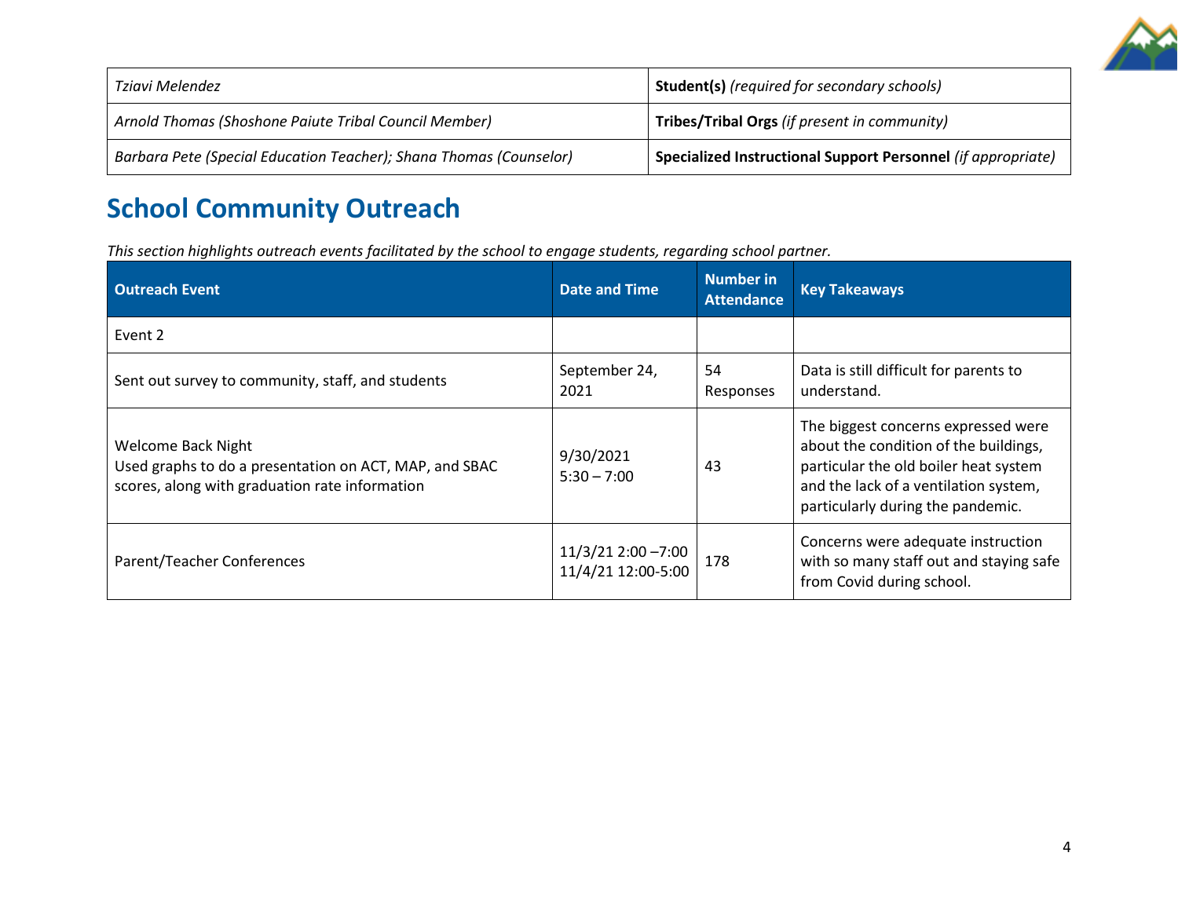| | |
|---|---|
| *Tziavi Melendez* | **Student(s)** *(required for secondary schools)* |
| *Arnold Thomas (Shoshone Paiute Tribal Council Member)* | **Tribes/Tribal Orgs** *(if present in community)* |
| *Barbara Pete (Special Education Teacher); Shana Thomas (Counselor)* | **Specialized Instructional Support Personnel** *(if appropriate)* |

## School Community Outreach

*This section highlights outreach events facilitated by the school to engage students, regarding school partner.*

| Outreach Event | Date and Time | Number in Attendance | Key Takeaways |
|---|---|---|---|
| Event 2 | | | |
| Sent out survey to community, staff, and students | September 24, 2021 | 54 Responses | Data is still difficult for parents to understand. |
| Welcome Back Night<br>Used graphs to do a presentation on ACT, MAP, and SBAC scores, along with graduation rate information | 9/30/2021<br>5:30 – 7:00 | 43 | The biggest concerns expressed were about the condition of the buildings, particular the old boiler heat system and the lack of a ventilation system, particularly during the pandemic. |
| Parent/Teacher Conferences | 11/3/21 2:00 –7:00<br>11/4/21 12:00-5:00 | 178 | Concerns were adequate instruction with so many staff out and staying safe from Covid during school. |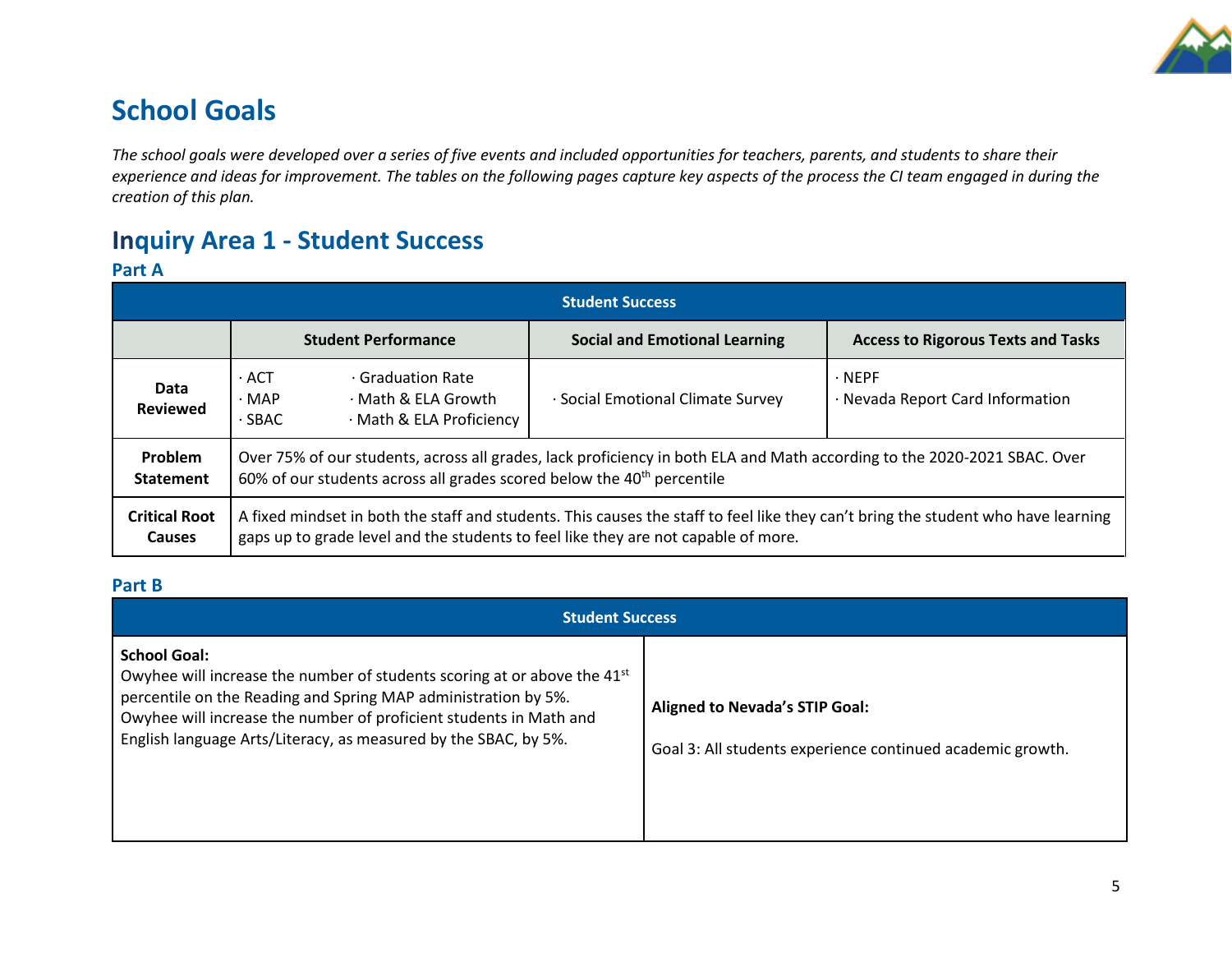# School Goals

*The school goals were developed over a series of five events and included opportunities for teachers, parents, and students to share their experience and ideas for improvement. The tables on the following pages capture key aspects of the process the CI team engaged in during the creation of this plan.*

## Inquiry Area 1 - Student Success

### Part A

| Student Success | | | |
|---|---|---|---|
| | **Student Performance** | **Social and Emotional Learning** | **Access to Rigorous Texts and Tasks** |
| **Data Reviewed** | · ACT<br>· MAP<br>· SBAC<br>· Graduation Rate<br>· Math & ELA Growth<br>· Math & ELA Proficiency | · Social Emotional Climate Survey | · NEPF<br>· Nevada Report Card Information |
| **Problem Statement** | Over 75% of our students, across all grades, lack proficiency in both ELA and Math according to the 2020-2021 SBAC. Over 60% of our students across all grades scored below the 40th percentile | | |
| **Critical Root Causes** | A fixed mindset in both the staff and students. This causes the staff to feel like they can't bring the student who have learning gaps up to grade level and the students to feel like they are not capable of more. | | |

### Part B

| Student Success | |
|---|---|
| **School Goal:**<br>Owyhee will increase the number of students scoring at or above the 41st percentile on the Reading and Spring MAP administration by 5%.<br>Owyhee will increase the number of proficient students in Math and English language Arts/Literacy, as measured by the SBAC, by 5%. | **Aligned to Nevada's STIP Goal:**<br><br>Goal 3: All students experience continued academic growth. |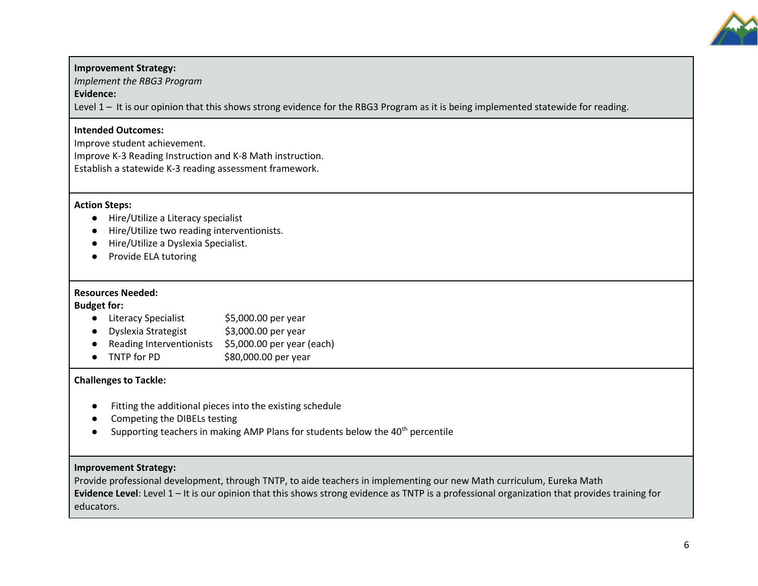**Improvement Strategy:**
*Implement the RBG3 Program*
**Evidence:**
Level 1 – It is our opinion that this shows strong evidence for the RBG3 Program as it is being implemented statewide for reading.

**Intended Outcomes:**
Improve student achievement.
Improve K-3 Reading Instruction and K-8 Math instruction.
Establish a statewide K-3 reading assessment framework.

**Action Steps:**

- Hire/Utilize a Literacy specialist
- Hire/Utilize two reading interventionists.
- Hire/Utilize a Dyslexia Specialist.
- Provide ELA tutoring

**Resources Needed:**
**Budget for:**

- Literacy Specialist $5,000.00 per year
- Dyslexia Strategist $3,000.00 per year
- Reading Interventionists $5,000.00 per year (each)
- TNTP for PD $80,000.00 per year

**Challenges to Tackle:**

- Fitting the additional pieces into the existing schedule
- Competing the DIBELs testing
- Supporting teachers in making AMP Plans for students below the 40th percentile

**Improvement Strategy:**
Provide professional development, through TNTP, to aide teachers in implementing our new Math curriculum, Eureka Math
**Evidence Level**: Level 1 – It is our opinion that this shows strong evidence as TNTP is a professional organization that provides training for educators.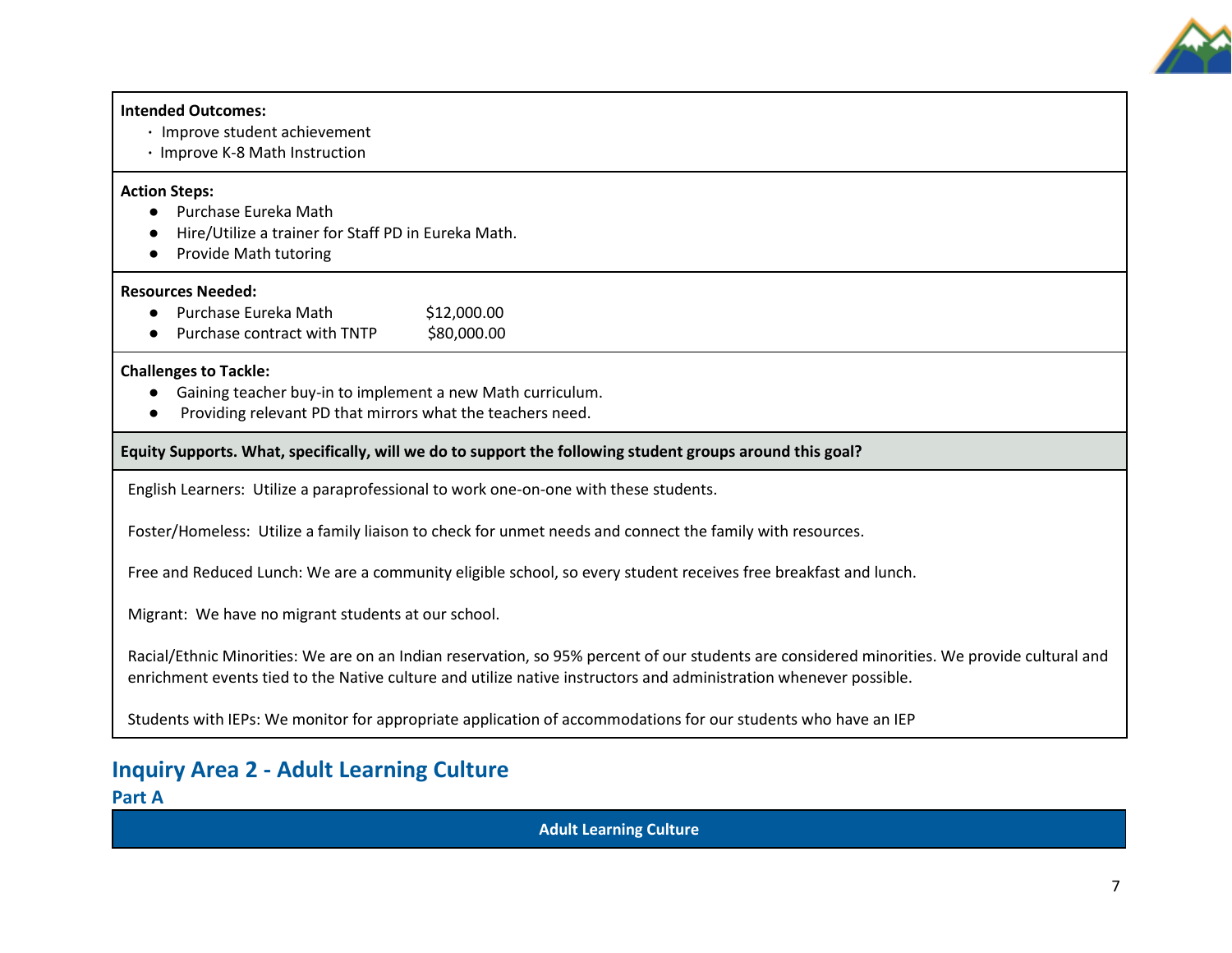**Intended Outcomes:**

- Improve student achievement
- Improve K-8 Math Instruction

**Action Steps:**

- Purchase Eureka Math
- Hire/Utilize a trainer for Staff PD in Eureka Math.
- Provide Math tutoring

**Resources Needed:**

- Purchase Eureka Math $12,000.00
- Purchase contract with TNTP $80,000.00

**Challenges to Tackle:**

- Gaining teacher buy-in to implement a new Math curriculum.
- Providing relevant PD that mirrors what the teachers need.

**Equity Supports. What, specifically, will we do to support the following student groups around this goal?**

English Learners: Utilize a paraprofessional to work one-on-one with these students.

Foster/Homeless: Utilize a family liaison to check for unmet needs and connect the family with resources.

Free and Reduced Lunch: We are a community eligible school, so every student receives free breakfast and lunch.

Migrant: We have no migrant students at our school.

Racial/Ethnic Minorities: We are on an Indian reservation, so 95% percent of our students are considered minorities. We provide cultural and enrichment events tied to the Native culture and utilize native instructors and administration whenever possible.

Students with IEPs: We monitor for appropriate application of accommodations for our students who have an IEP

## Inquiry Area 2 - Adult Learning Culture

### Part A

| Adult Learning Culture |
|---|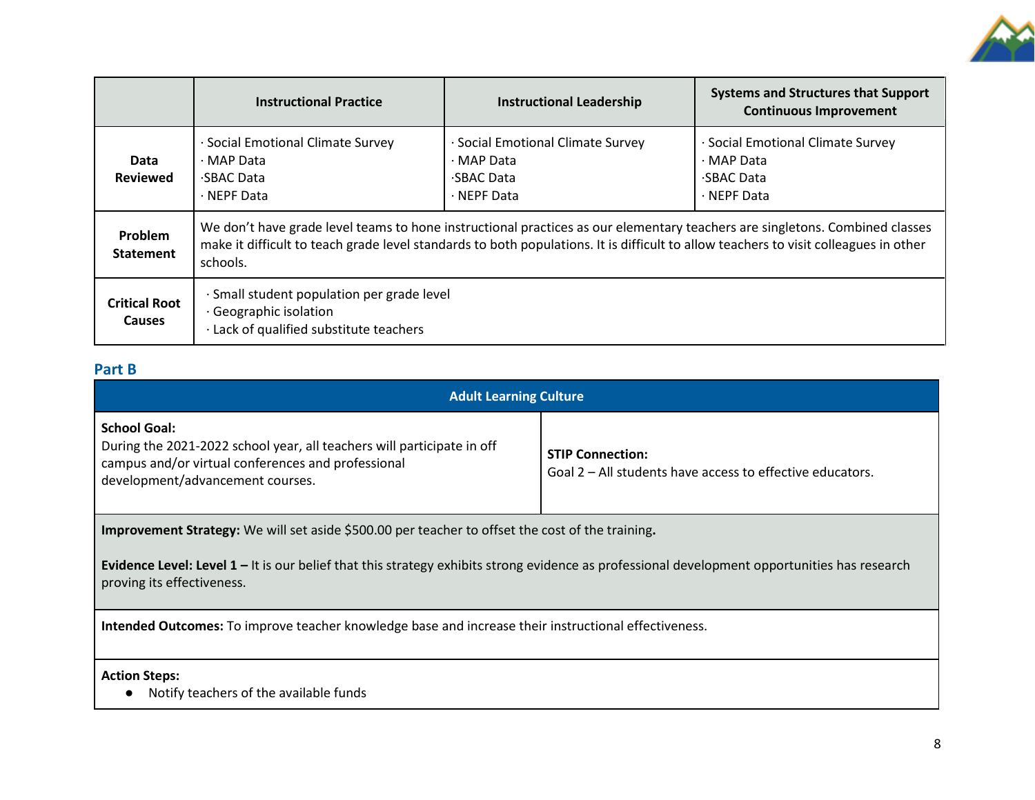| | Instructional Practice | Instructional Leadership | Systems and Structures that Support Continuous Improvement |
|---|---|---|---|
| **Data Reviewed** | · Social Emotional Climate Survey<br>· MAP Data<br>·SBAC Data<br>· NEPF Data | · Social Emotional Climate Survey<br>· MAP Data<br>·SBAC Data<br>· NEPF Data | · Social Emotional Climate Survey<br>· MAP Data<br>·SBAC Data<br>· NEPF Data |
| **Problem Statement** | We don't have grade level teams to hone instructional practices as our elementary teachers are singletons. Combined classes make it difficult to teach grade level standards to both populations. It is difficult to allow teachers to visit colleagues in other schools. | | |
| **Critical Root Causes** | · Small student population per grade level<br>· Geographic isolation<br>· Lack of qualified substitute teachers | | |

## Part B

| Adult Learning Culture | |
|---|---|
| **School Goal:**<br>During the 2021-2022 school year, all teachers will participate in off campus and/or virtual conferences and professional development/advancement courses. | **STIP Connection:**<br>Goal 2 – All students have access to effective educators. |
| **Improvement Strategy:** We will set aside $500.00 per teacher to offset the cost of the training.<br><br>**Evidence Level: Level 1 –** It is our belief that this strategy exhibits strong evidence as professional development opportunities has research proving its effectiveness. | |
| **Intended Outcomes:** To improve teacher knowledge base and increase their instructional effectiveness. | |
| **Action Steps:**<br>● Notify teachers of the available funds | |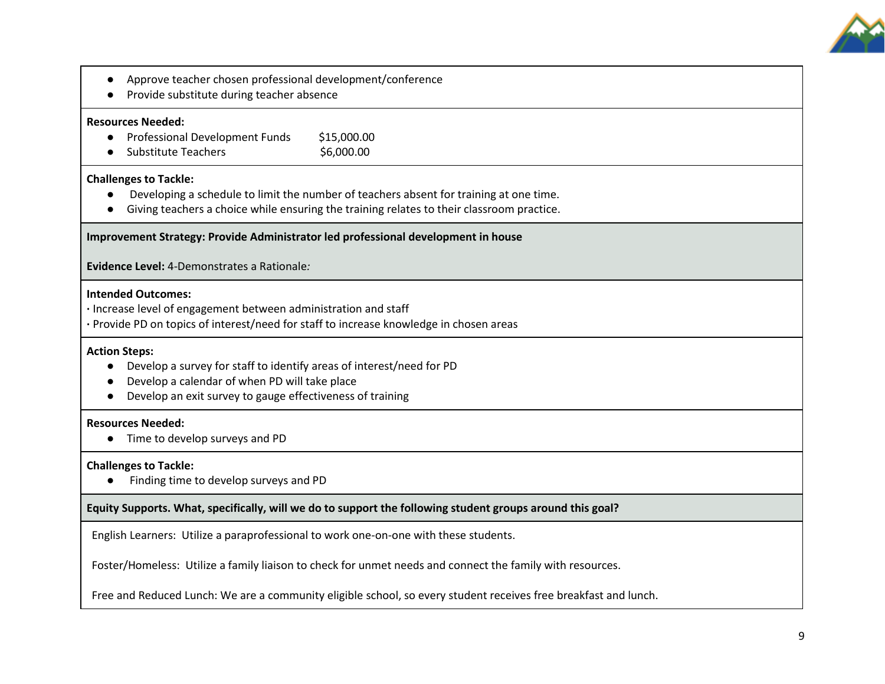- Approve teacher chosen professional development/conference
- Provide substitute during teacher absence

**Resources Needed:**

- Professional Development Funds $15,000.00
- Substitute Teachers $6,000.00

**Challenges to Tackle:**

- Developing a schedule to limit the number of teachers absent for training at one time.
- Giving teachers a choice while ensuring the training relates to their classroom practice.

**Improvement Strategy: Provide Administrator led professional development in house**

**Evidence Level:** 4-Demonstrates a Rationale*:*

**Intended Outcomes:**

· Increase level of engagement between administration and staff
· Provide PD on topics of interest/need for staff to increase knowledge in chosen areas

**Action Steps:**

- Develop a survey for staff to identify areas of interest/need for PD
- Develop a calendar of when PD will take place
- Develop an exit survey to gauge effectiveness of training

**Resources Needed:**

- Time to develop surveys and PD

**Challenges to Tackle:**

- Finding time to develop surveys and PD

**Equity Supports. What, specifically, will we do to support the following student groups around this goal?**

English Learners: Utilize a paraprofessional to work one-on-one with these students.

Foster/Homeless: Utilize a family liaison to check for unmet needs and connect the family with resources.

Free and Reduced Lunch: We are a community eligible school, so every student receives free breakfast and lunch.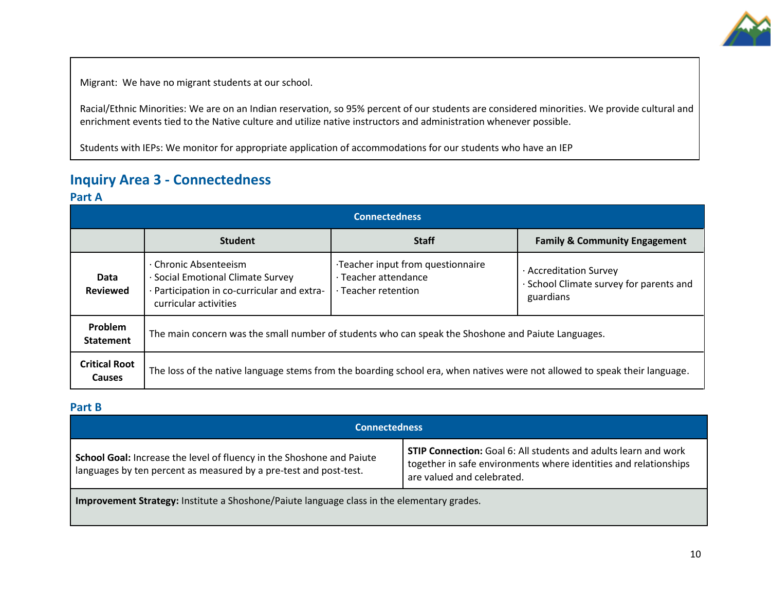Migrant: We have no migrant students at our school.

Racial/Ethnic Minorities: We are on an Indian reservation, so 95% percent of our students are considered minorities. We provide cultural and enrichment events tied to the Native culture and utilize native instructors and administration whenever possible.

Students with IEPs: We monitor for appropriate application of accommodations for our students who have an IEP

## Inquiry Area 3 - Connectedness

### Part A

| Connectedness | | | |
|---|---|---|---|
| | **Student** | **Staff** | **Family & Community Engagement** |
| **Data Reviewed** | · Chronic Absenteeism<br>· Social Emotional Climate Survey<br>· Participation in co-curricular and extra-curricular activities | ·Teacher input from questionnaire<br>· Teacher attendance<br>· Teacher retention | · Accreditation Survey<br>· School Climate survey for parents and guardians |
| **Problem Statement** | The main concern was the small number of students who can speak the Shoshone and Paiute Languages. | | |
| **Critical Root Causes** | The loss of the native language stems from the boarding school era, when natives were not allowed to speak their language. | | |

### Part B

| Connectedness | |
|---|---|
| **School Goal:** Increase the level of fluency in the Shoshone and Paiute languages by ten percent as measured by a pre-test and post-test. | **STIP Connection:** Goal 6: All students and adults learn and work together in safe environments where identities and relationships are valued and celebrated. |
| **Improvement Strategy:** Institute a Shoshone/Paiute language class in the elementary grades. | |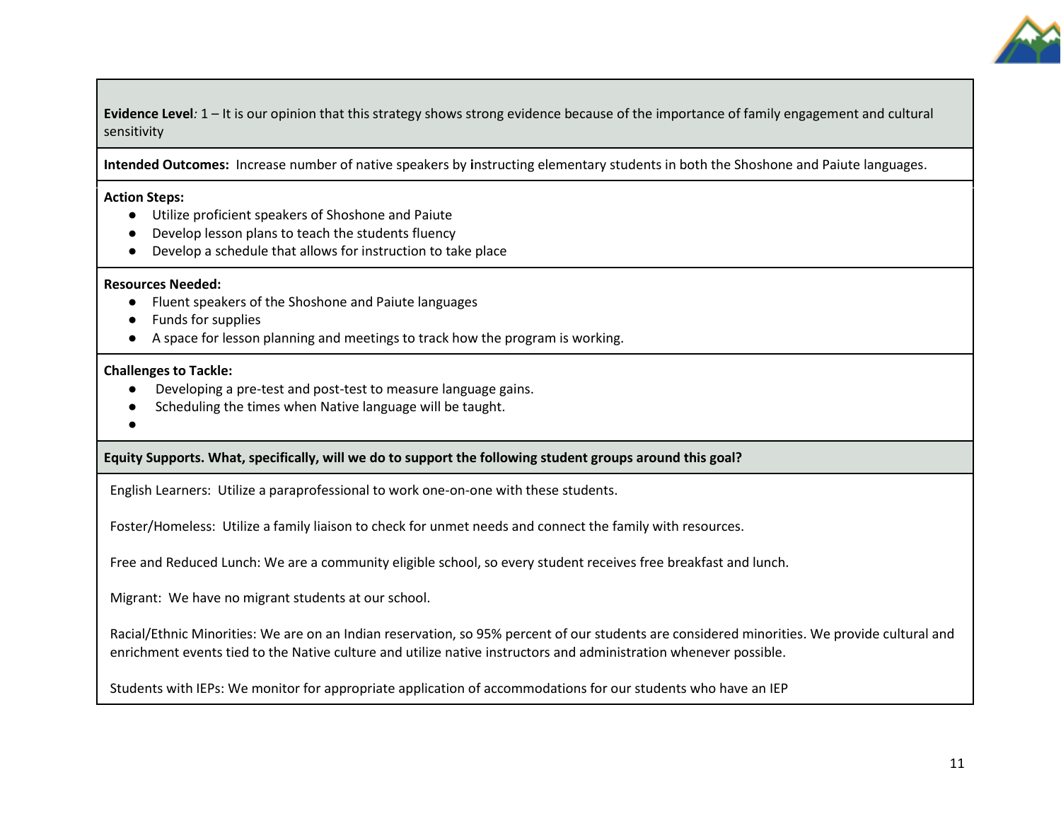**Evidence Level**: 1 – It is our opinion that this strategy shows strong evidence because of the importance of family engagement and cultural sensitivity

**Intended Outcomes:** Increase number of native speakers by instructing elementary students in both the Shoshone and Paiute languages.

**Action Steps:**

- Utilize proficient speakers of Shoshone and Paiute
- Develop lesson plans to teach the students fluency
- Develop a schedule that allows for instruction to take place

**Resources Needed:**

- Fluent speakers of the Shoshone and Paiute languages
- Funds for supplies
- A space for lesson planning and meetings to track how the program is working.

**Challenges to Tackle:**

- Developing a pre-test and post-test to measure language gains.
- Scheduling the times when Native language will be taught.
-

**Equity Supports. What, specifically, will we do to support the following student groups around this goal?**

English Learners: Utilize a paraprofessional to work one-on-one with these students.

Foster/Homeless: Utilize a family liaison to check for unmet needs and connect the family with resources.

Free and Reduced Lunch: We are a community eligible school, so every student receives free breakfast and lunch.

Migrant: We have no migrant students at our school.

Racial/Ethnic Minorities: We are on an Indian reservation, so 95% percent of our students are considered minorities. We provide cultural and enrichment events tied to the Native culture and utilize native instructors and administration whenever possible.

Students with IEPs: We monitor for appropriate application of accommodations for our students who have an IEP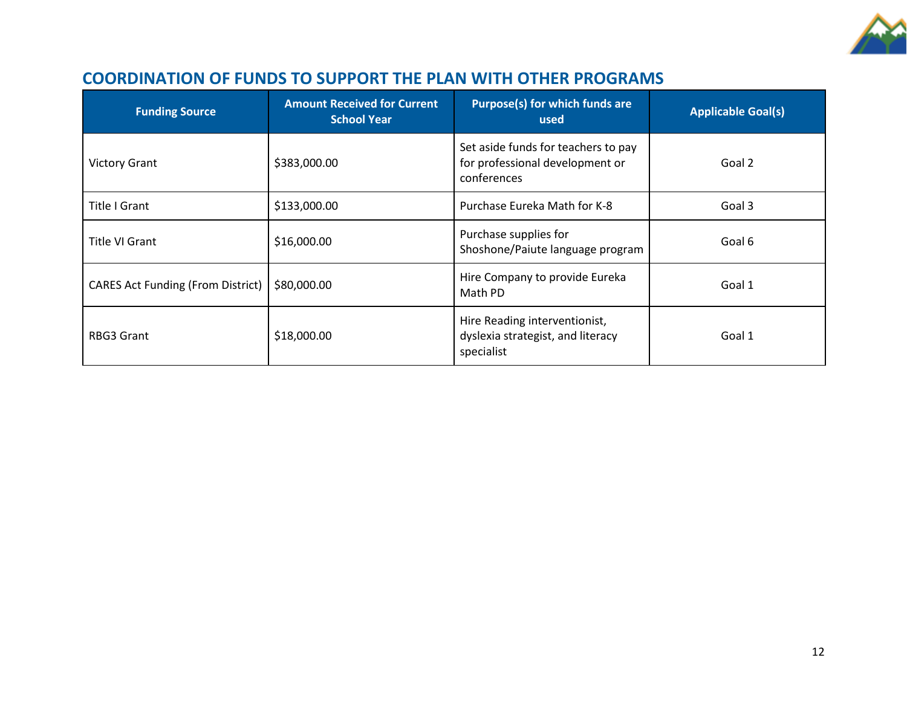## COORDINATION OF FUNDS TO SUPPORT THE PLAN WITH OTHER PROGRAMS

| Funding Source | Amount Received for Current School Year | Purpose(s) for which funds are used | Applicable Goal(s) |
|---|---|---|---|
| Victory Grant | $383,000.00 | Set aside funds for teachers to pay for professional development or conferences | Goal 2 |
| Title I Grant | $133,000.00 | Purchase Eureka Math for K-8 | Goal 3 |
| Title VI Grant | $16,000.00 | Purchase supplies for Shoshone/Paiute language program | Goal 6 |
| CARES Act Funding (From District) | $80,000.00 | Hire Company to provide Eureka Math PD | Goal 1 |
| RBG3 Grant | $18,000.00 | Hire Reading interventionist, dyslexia strategist, and literacy specialist | Goal 1 |